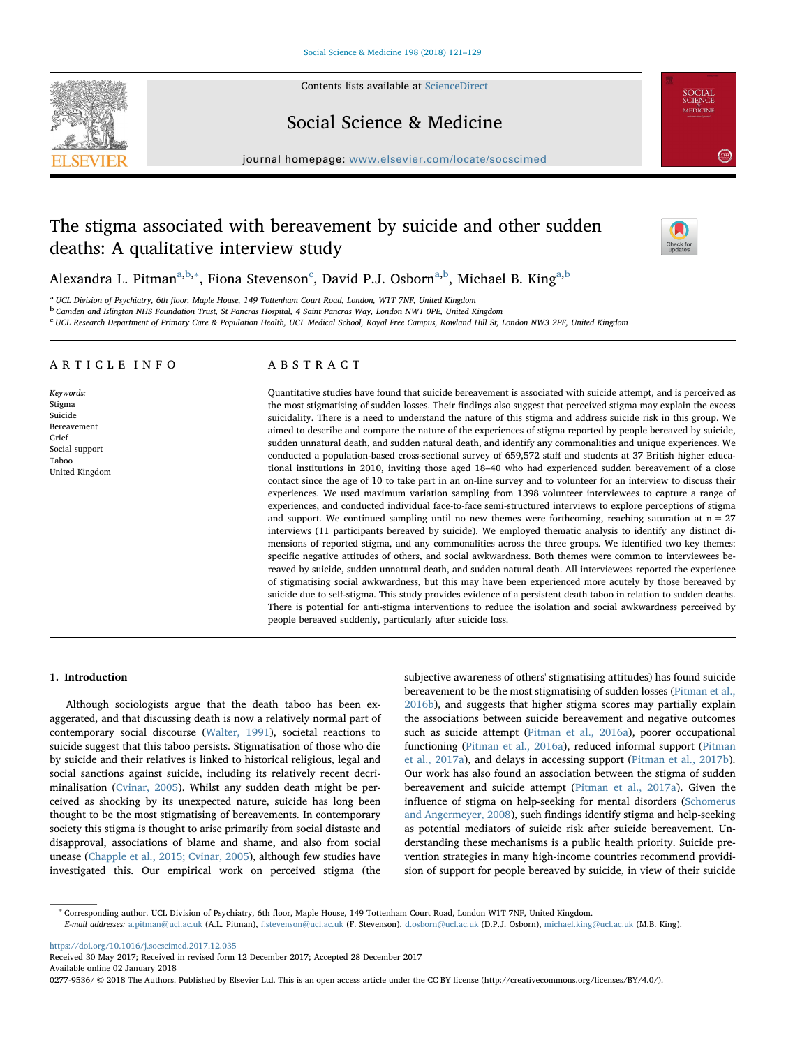# The stigma associated with bereavement by suicide and other sudden deaths: A qualitative interview study

Alexandra L. Pitman[a,b,*], Fiona Stevenson[c], David P.J. Osborn[a,b], Michael B. King[a,b]

[a] UCL Division of Psychiatry, 6th floor, Maple House, 149 Tottenham Court Road, London, W1T 7NF, United Kingdom
[b] Camden and Islington NHS Foundation Trust, St Pancras Hospital, 4 Saint Pancras Way, London NW1 0PE, United Kingdom
[c] UCL Research Department of Primary Care & Population Health, UCL Medical School, Royal Free Campus, Rowland Hill St, London NW3 2PF, United Kingdom

## ARTICLE INFO

*Keywords:*
Stigma
Suicide
Bereavement
Grief
Social support
Taboo
United Kingdom

## ABSTRACT

Quantitative studies have found that suicide bereavement is associated with suicide attempt, and is perceived as the most stigmatising of sudden losses. Their findings also suggest that perceived stigma may explain the excess suicidality. There is a need to understand the nature of this stigma and address suicide risk in this group. We aimed to describe and compare the nature of the experiences of stigma reported by people bereaved by suicide, sudden unnatural death, and sudden natural death, and identify any commonalities and unique experiences. We conducted a population-based cross-sectional survey of 659,572 staff and students at 37 British higher educational institutions in 2010, inviting those aged 18–40 who had experienced sudden bereavement of a close contact since the age of 10 to take part in an on-line survey and to volunteer for an interview to discuss their experiences. We used maximum variation sampling from 1398 volunteer interviewees to capture a range of experiences, and conducted individual face-to-face semi-structured interviews to explore perceptions of stigma and support. We continued sampling until no new themes were forthcoming, reaching saturation at n = 27 interviews (11 participants bereaved by suicide). We employed thematic analysis to identify any distinct dimensions of reported stigma, and any commonalities across the three groups. We identified two key themes: specific negative attitudes of others, and social awkwardness. Both themes were common to interviewees bereaved by suicide, sudden unnatural death, and sudden natural death. All interviewees reported the experience of stigmatising social awkwardness, but this may have been experienced more acutely by those bereaved by suicide due to self-stigma. This study provides evidence of a persistent death taboo in relation to sudden deaths. There is potential for anti-stigma interventions to reduce the isolation and social awkwardness perceived by people bereaved suddenly, particularly after suicide loss.

## 1. Introduction

Although sociologists argue that the death taboo has been exaggerated, and that discussing death is now a relatively normal part of contemporary social discourse (Walter, 1991), societal reactions to suicide suggest that this taboo persists. Stigmatisation of those who die by suicide and their relatives is linked to historical religious, legal and social sanctions against suicide, including its relatively recent decriminalisation (Cvinar, 2005). Whilst any sudden death might be perceived as shocking by its unexpected nature, suicide has long been thought to be the most stigmatising of bereavements. In contemporary society this stigma is thought to arise primarily from social distaste and disapproval, associations of blame and shame, and also from social unease (Chapple et al., 2015; Cvinar, 2005), although few studies have investigated this. Our empirical work on perceived stigma (the subjective awareness of others' stigmatising attitudes) has found suicide bereavement to be the most stigmatising of sudden losses (Pitman et al., 2016b), and suggests that higher stigma scores may partially explain the associations between suicide bereavement and negative outcomes such as suicide attempt (Pitman et al., 2016a), poorer occupational functioning (Pitman et al., 2016a), reduced informal support (Pitman et al., 2017a), and delays in accessing support (Pitman et al., 2017b). Our work has also found an association between the stigma of sudden bereavement and suicide attempt (Pitman et al., 2017a). Given the influence of stigma on help-seeking for mental disorders (Schomerus and Angermeyer, 2008), such findings identify stigma and help-seeking as potential mediators of suicide risk after suicide bereavement. Understanding these mechanisms is a public health priority. Suicide prevention strategies in many high-income countries recommend provision of support for people bereaved by suicide, in view of their suicide

---

* Corresponding author. UCL Division of Psychiatry, 6th floor, Maple House, 149 Tottenham Court Road, London W1T 7NF, United Kingdom.
*E-mail addresses:* a.pitman@ucl.ac.uk (A.L. Pitman), f.stevenson@ucl.ac.uk (F. Stevenson), d.osborn@ucl.ac.uk (D.P.J. Osborn), michael.king@ucl.ac.uk (M.B. King).

https://doi.org/10.1016/j.socscimed.2017.12.035
Received 30 May 2017; Received in revised form 12 December 2017; Accepted 28 December 2017
Available online 02 January 2018
0277-9536/ © 2018 The Authors. Published by Elsevier Ltd. This is an open access article under the CC BY license (http://creativecommons.org/licenses/BY/4.0/).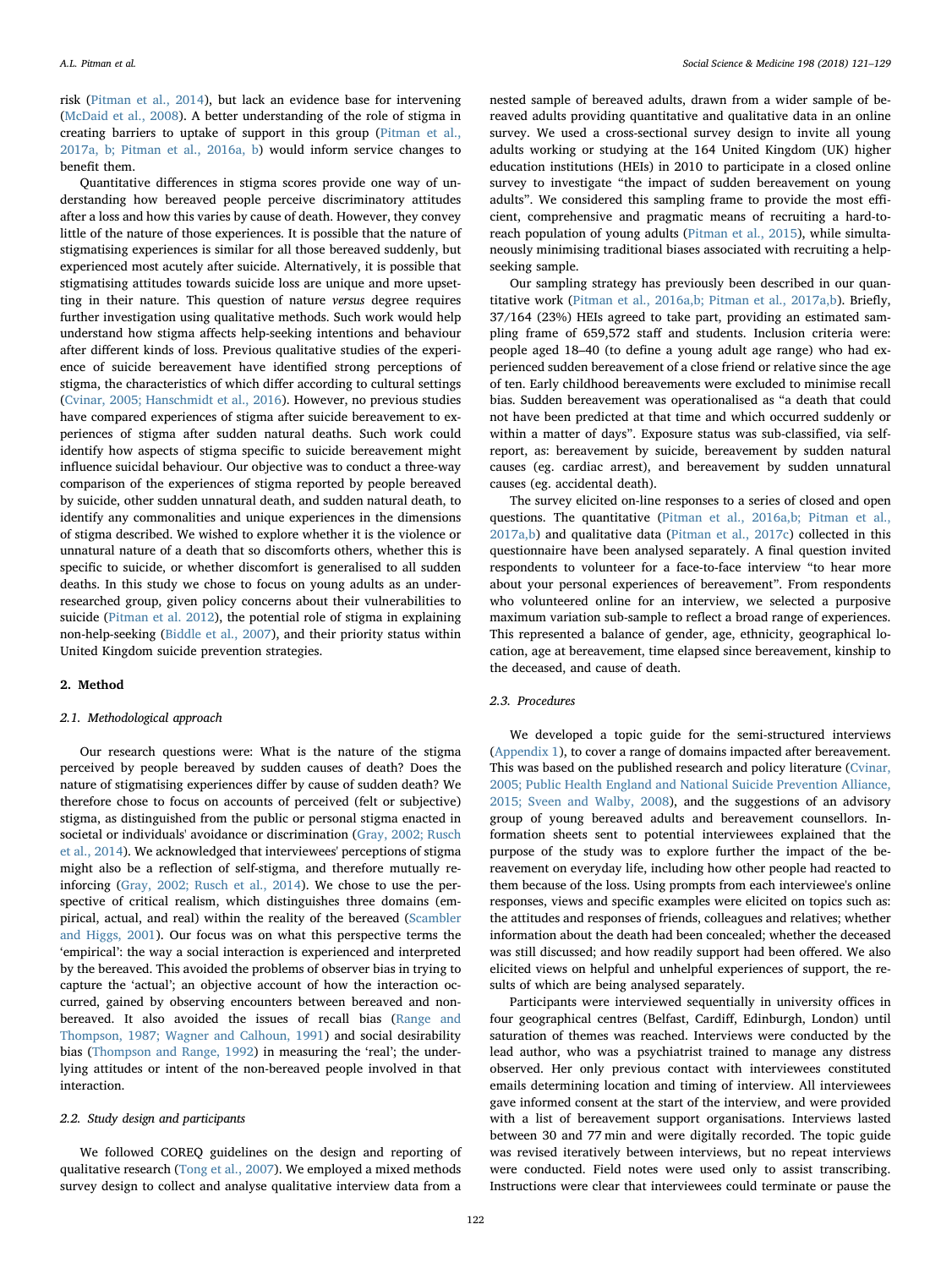risk (Pitman et al., 2014), but lack an evidence base for intervening (McDaid et al., 2008). A better understanding of the role of stigma in creating barriers to uptake of support in this group (Pitman et al., 2017a, b; Pitman et al., 2016a, b) would inform service changes to benefit them.

Quantitative differences in stigma scores provide one way of understanding how bereaved people perceive discriminatory attitudes after a loss and how this varies by cause of death. However, they convey little of the nature of those experiences. It is possible that the nature of stigmatising experiences is similar for all those bereaved suddenly, but experienced most acutely after suicide. Alternatively, it is possible that stigmatising attitudes towards suicide loss are unique and more upsetting in their nature. This question of nature *versus* degree requires further investigation using qualitative methods. Such work would help understand how stigma affects help-seeking intentions and behaviour after different kinds of loss. Previous qualitative studies of the experience of suicide bereavement have identified strong perceptions of stigma, the characteristics of which differ according to cultural settings (Cvinar, 2005; Hanschmidt et al., 2016). However, no previous studies have compared experiences of stigma after suicide bereavement to experiences of stigma after sudden natural deaths. Such work could identify how aspects of stigma specific to suicide bereavement might influence suicidal behaviour. Our objective was to conduct a three-way comparison of the experiences of stigma reported by people bereaved by suicide, other sudden unnatural death, and sudden natural death, to identify any commonalities and unique experiences in the dimensions of stigma described. We wished to explore whether it is the violence or unnatural nature of a death that so discomforts others, whether this is specific to suicide, or whether discomfort is generalised to all sudden deaths. In this study we chose to focus on young adults as an under-researched group, given policy concerns about their vulnerabilities to suicide (Pitman et al. 2012), the potential role of stigma in explaining non-help-seeking (Biddle et al., 2007), and their priority status within United Kingdom suicide prevention strategies.

## 2. Method

### 2.1. Methodological approach

Our research questions were: What is the nature of the stigma perceived by people bereaved by sudden causes of death? Does the nature of stigmatising experiences differ by cause of sudden death? We therefore chose to focus on accounts of perceived (felt or subjective) stigma, as distinguished from the public or personal stigma enacted in societal or individuals' avoidance or discrimination (Gray, 2002; Rusch et al., 2014). We acknowledged that interviewees' perceptions of stigma might also be a reflection of self-stigma, and therefore mutually reinforcing (Gray, 2002; Rusch et al., 2014). We chose to use the perspective of critical realism, which distinguishes three domains (empirical, actual, and real) within the reality of the bereaved (Scambler and Higgs, 2001). Our focus was on what this perspective terms the 'empirical': the way a social interaction is experienced and interpreted by the bereaved. This avoided the problems of observer bias in trying to capture the 'actual'; an objective account of how the interaction occurred, gained by observing encounters between bereaved and non-bereaved. It also avoided the issues of recall bias (Range and Thompson, 1987; Wagner and Calhoun, 1991) and social desirability bias (Thompson and Range, 1992) in measuring the 'real'; the underlying attitudes or intent of the non-bereaved people involved in that interaction.

### 2.2. Study design and participants

We followed COREQ guidelines on the design and reporting of qualitative research (Tong et al., 2007). We employed a mixed methods survey design to collect and analyse qualitative interview data from a nested sample of bereaved adults, drawn from a wider sample of bereaved adults providing quantitative and qualitative data in an online survey. We used a cross-sectional survey design to invite all young adults working or studying at the 164 United Kingdom (UK) higher education institutions (HEIs) in 2010 to participate in a closed online survey to investigate "the impact of sudden bereavement on young adults". We considered this sampling frame to provide the most efficient, comprehensive and pragmatic means of recruiting a hard-to-reach population of young adults (Pitman et al., 2015), while simultaneously minimising traditional biases associated with recruiting a help-seeking sample.

Our sampling strategy has previously been described in our quantitative work (Pitman et al., 2016a,b; Pitman et al., 2017a,b). Briefly, 37/164 (23%) HEIs agreed to take part, providing an estimated sampling frame of 659,572 staff and students. Inclusion criteria were: people aged 18–40 (to define a young adult age range) who had experienced sudden bereavement of a close friend or relative since the age of ten. Early childhood bereavements were excluded to minimise recall bias. Sudden bereavement was operationalised as "a death that could not have been predicted at that time and which occurred suddenly or within a matter of days". Exposure status was sub-classified, via self-report, as: bereavement by suicide, bereavement by sudden natural causes (eg. cardiac arrest), and bereavement by sudden unnatural causes (eg. accidental death).

The survey elicited on-line responses to a series of closed and open questions. The quantitative (Pitman et al., 2016a,b; Pitman et al., 2017a,b) and qualitative data (Pitman et al., 2017c) collected in this questionnaire have been analysed separately. A final question invited respondents to volunteer for a face-to-face interview "to hear more about your personal experiences of bereavement". From respondents who volunteered online for an interview, we selected a purposive maximum variation sub-sample to reflect a broad range of experiences. This represented a balance of gender, age, ethnicity, geographical location, age at bereavement, time elapsed since bereavement, kinship to the deceased, and cause of death.

### 2.3. Procedures

We developed a topic guide for the semi-structured interviews (Appendix 1), to cover a range of domains impacted after bereavement. This was based on the published research and policy literature (Cvinar, 2005; Public Health England and National Suicide Prevention Alliance, 2015; Sveen and Walby, 2008), and the suggestions of an advisory group of young bereaved adults and bereavement counsellors. Information sheets sent to potential interviewees explained that the purpose of the study was to explore further the impact of the bereavement on everyday life, including how other people had reacted to them because of the loss. Using prompts from each interviewee's online responses, views and specific examples were elicited on topics such as: the attitudes and responses of friends, colleagues and relatives; whether information about the death had been concealed; whether the deceased was still discussed; and how readily support had been offered. We also elicited views on helpful and unhelpful experiences of support, the results of which are being analysed separately.

Participants were interviewed sequentially in university offices in four geographical centres (Belfast, Cardiff, Edinburgh, London) until saturation of themes was reached. Interviews were conducted by the lead author, who was a psychiatrist trained to manage any distress observed. Her only previous contact with interviewees constituted emails determining location and timing of interview. All interviewees gave informed consent at the start of the interview, and were provided with a list of bereavement support organisations. Interviews lasted between 30 and 77 min and were digitally recorded. The topic guide was revised iteratively between interviews, but no repeat interviews were conducted. Field notes were used only to assist transcribing. Instructions were clear that interviewees could terminate or pause the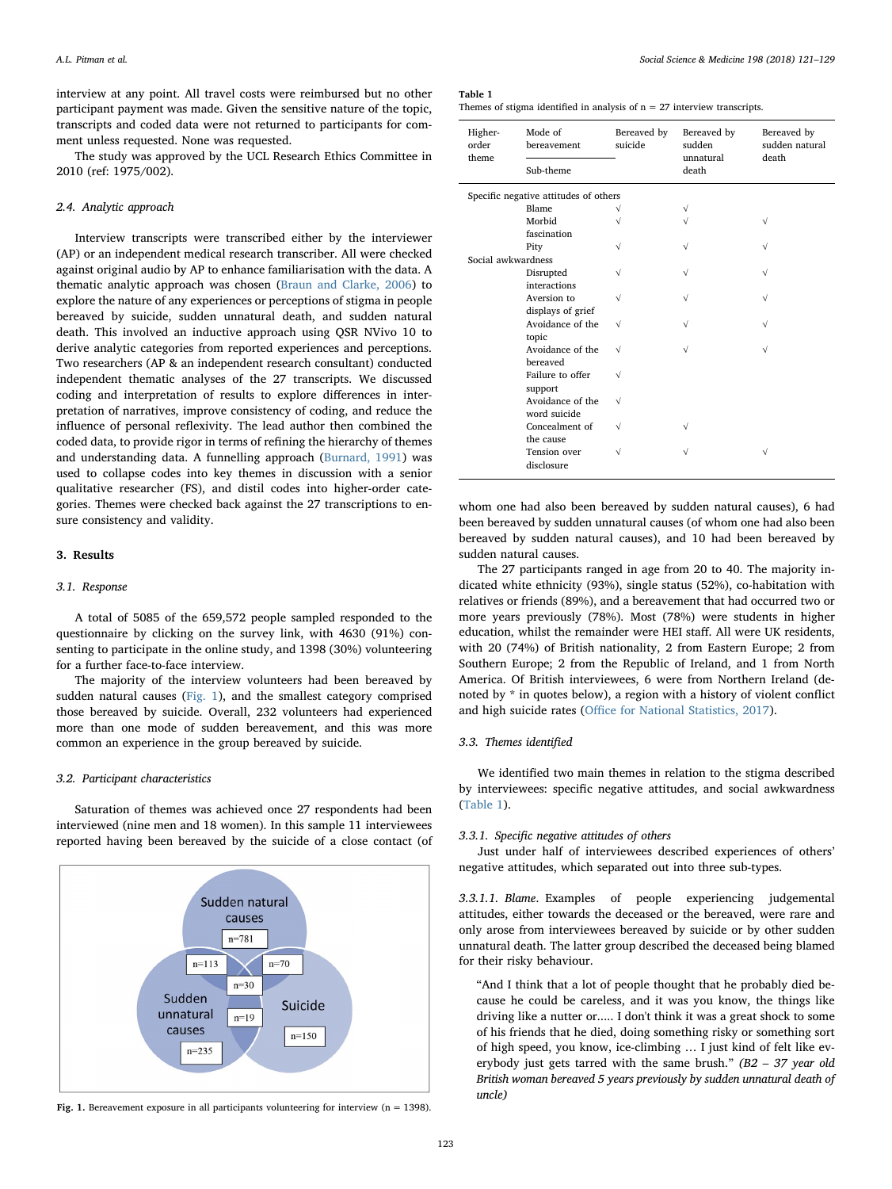interview at any point. All travel costs were reimbursed but no other participant payment was made. Given the sensitive nature of the topic, transcripts and coded data were not returned to participants for comment unless requested. None was requested.

The study was approved by the UCL Research Ethics Committee in 2010 (ref: 1975/002).

### 2.4. Analytic approach

Interview transcripts were transcribed either by the interviewer (AP) or an independent medical research transcriber. All were checked against original audio by AP to enhance familiarisation with the data. A thematic analytic approach was chosen (Braun and Clarke, 2006) to explore the nature of any experiences or perceptions of stigma in people bereaved by suicide, sudden unnatural death, and sudden natural death. This involved an inductive approach using QSR NVivo 10 to derive analytic categories from reported experiences and perceptions. Two researchers (AP & an independent research consultant) conducted independent thematic analyses of the 27 transcripts. We discussed coding and interpretation of results to explore differences in interpretation of narratives, improve consistency of coding, and reduce the influence of personal reflexivity. The lead author then combined the coded data, to provide rigor in terms of refining the hierarchy of themes and understanding data. A funnelling approach (Burnard, 1991) was used to collapse codes into key themes in discussion with a senior qualitative researcher (FS), and distil codes into higher-order categories. Themes were checked back against the 27 transcriptions to ensure consistency and validity.

## 3. Results

### 3.1. Response

A total of 5085 of the 659,572 people sampled responded to the questionnaire by clicking on the survey link, with 4630 (91%) consenting to participate in the online study, and 1398 (30%) volunteering for a further face-to-face interview.

The majority of the interview volunteers had been bereaved by sudden natural causes (Fig. 1), and the smallest category comprised those bereaved by suicide. Overall, 232 volunteers had experienced more than one mode of sudden bereavement, and this was more common an experience in the group bereaved by suicide.

### 3.2. Participant characteristics

Saturation of themes was achieved once 27 respondents had been interviewed (nine men and 18 women). In this sample 11 interviewees reported having been bereaved by the suicide of a close contact (of whom one had also been bereaved by sudden natural causes), 6 had been bereaved by sudden unnatural causes (of whom one had also been bereaved by sudden natural causes), and 10 had been bereaved by sudden natural causes.

Sudden natural causes n=781; Sudden natural causes & Sudden unnatural causes n=113; Sudden natural causes & Suicide n=70; all three n=30; Sudden unnatural causes & Suicide n=19; Sudden unnatural causes n=235; Suicide n=150

**Fig. 1.** Bereavement exposure in all participants volunteering for interview (n = 1398).

The 27 participants ranged in age from 20 to 40. The majority indicated white ethnicity (93%), single status (52%), co-habitation with relatives or friends (89%), and a bereavement that had occurred two or more years previously (78%). Most (78%) were students in higher education, whilst the remainder were HEI staff. All were UK residents, with 20 (74%) of British nationality, 2 from Eastern Europe; 2 from Southern Europe; 2 from the Republic of Ireland, and 1 from North America. Of British interviewees, 6 were from Northern Ireland (denoted by * in quotes below), a region with a history of violent conflict and high suicide rates (Office for National Statistics, 2017).

**Table 1**
Themes of stigma identified in analysis of n = 27 interview transcripts.

| Higher-order theme | Mode of bereavement / Sub-theme | Bereaved by suicide | Bereaved by sudden unnatural death | Bereaved by sudden natural death |
|---|---|---|---|---|
| Specific negative attitudes of others | | | | |
| | Blame | √ | √ | |
| | Morbid fascination | √ | √ | √ |
| | Pity | √ | √ | √ |
| Social awkwardness | | | | |
| | Disrupted interactions | √ | √ | √ |
| | Aversion to displays of grief | √ | √ | √ |
| | Avoidance of the topic | √ | √ | √ |
| | Avoidance of the bereaved | √ | √ | √ |
| | Failure to offer support | √ | | |
| | Avoidance of the word suicide | √ | | |
| | Concealment of the cause | √ | √ | |
| | Tension over disclosure | √ | √ | √ |

### 3.3. Themes identified

We identified two main themes in relation to the stigma described by interviewees: specific negative attitudes, and social awkwardness (Table 1).

#### 3.3.1. Specific negative attitudes of others

Just under half of interviewees described experiences of others' negative attitudes, which separated out into three sub-types.

*3.3.1.1. Blame*. Examples of people experiencing judgemental attitudes, either towards the deceased or the bereaved, were rare and only arose from interviewees bereaved by suicide or by other sudden unnatural death. The latter group described the deceased being blamed for their risky behaviour.

> "And I think that a lot of people thought that he probably died because he could be careless, and it was you know, the things like driving like a nutter or..... I don't think it was a great shock to some of his friends that he died, doing something risky or something sort of high speed, you know, ice-climbing … I just kind of felt like everybody just gets tarred with the same brush." *(B2 – 37 year old British woman bereaved 5 years previously by sudden unnatural death of uncle)*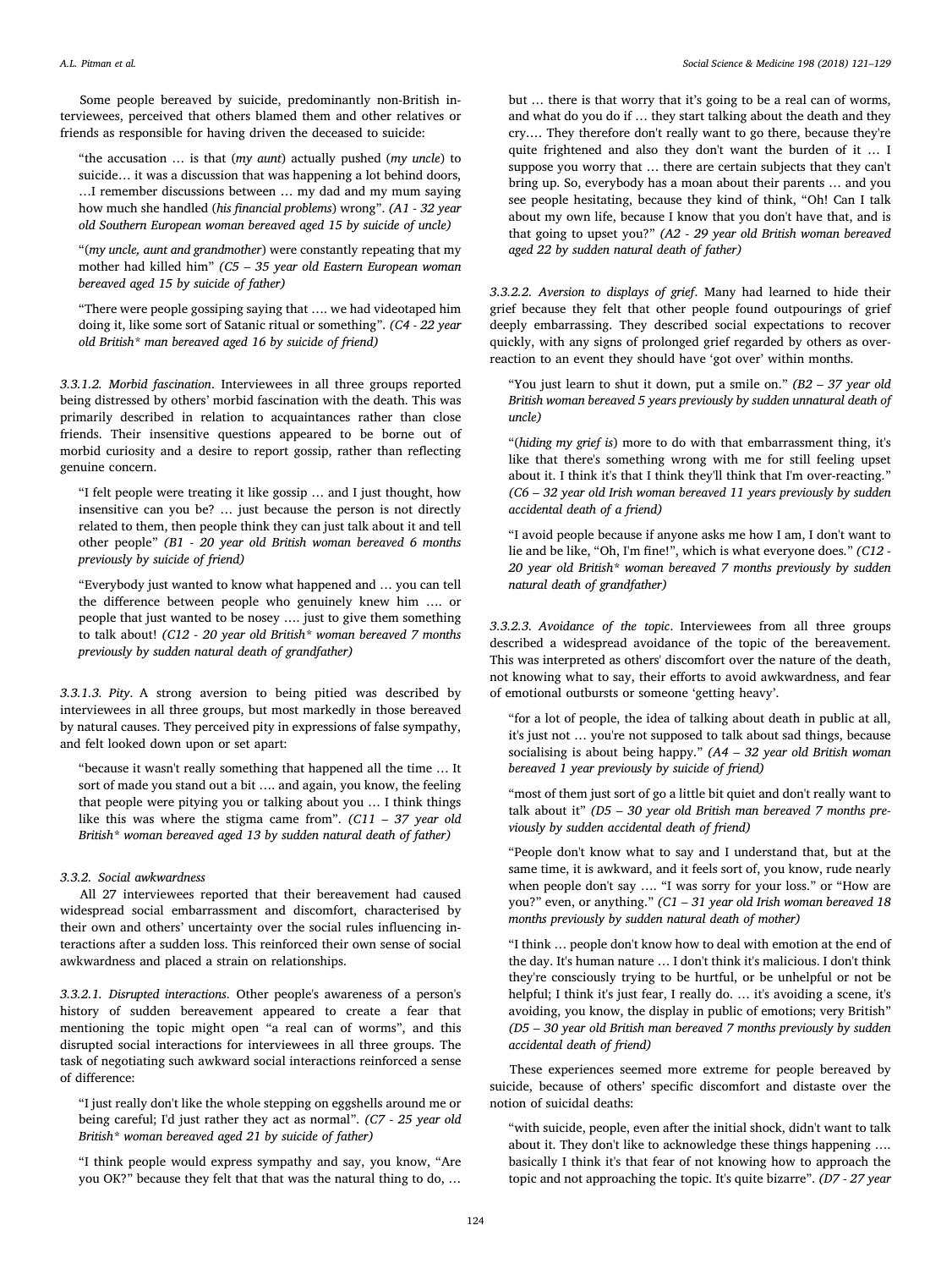Some people bereaved by suicide, predominantly non-British interviewees, perceived that others blamed them and other relatives or friends as responsible for having driven the deceased to suicide:

> "the accusation … is that (*my aunt*) actually pushed (*my uncle*) to suicide… it was a discussion that was happening a lot behind doors, …I remember discussions between … my dad and my mum saying how much she handled (*his financial problems*) wrong". *(A1 - 32 year old Southern European woman bereaved aged 15 by suicide of uncle)*

> "(*my uncle, aunt and grandmother*) were constantly repeating that my mother had killed him" *(C5 – 35 year old Eastern European woman bereaved aged 15 by suicide of father)*

> "There were people gossiping saying that …. we had videotaped him doing it, like some sort of Satanic ritual or something". *(C4 - 22 year old British\* man bereaved aged 16 by suicide of friend)*

*3.3.1.2. Morbid fascination.* Interviewees in all three groups reported being distressed by others' morbid fascination with the death. This was primarily described in relation to acquaintances rather than close friends. Their insensitive questions appeared to be borne out of morbid curiosity and a desire to report gossip, rather than reflecting genuine concern.

> "I felt people were treating it like gossip … and I just thought, how insensitive can you be? … just because the person is not directly related to them, then people think they can just talk about it and tell other people" *(B1 - 20 year old British woman bereaved 6 months previously by suicide of friend)*

> "Everybody just wanted to know what happened and … you can tell the difference between people who genuinely knew him …. or people that just wanted to be nosey …. just to give them something to talk about! *(C12 - 20 year old British\* woman bereaved 7 months previously by sudden natural death of grandfather)*

*3.3.1.3. Pity.* A strong aversion to being pitied was described by interviewees in all three groups, but most markedly in those bereaved by natural causes. They perceived pity in expressions of false sympathy, and felt looked down upon or set apart:

> "because it wasn't really something that happened all the time … It sort of made you stand out a bit …. and again, you know, the feeling that people were pitying you or talking about you … I think things like this was where the stigma came from". *(C11 – 37 year old British\* woman bereaved aged 13 by sudden natural death of father)*

*3.3.2. Social awkwardness*

All 27 interviewees reported that their bereavement had caused widespread social embarrassment and discomfort, characterised by their own and others' uncertainty over the social rules influencing interactions after a sudden loss. This reinforced their own sense of social awkwardness and placed a strain on relationships.

*3.3.2.1. Disrupted interactions.* Other people's awareness of a person's history of sudden bereavement appeared to create a fear that mentioning the topic might open "a real can of worms", and this disrupted social interactions for interviewees in all three groups. The task of negotiating such awkward social interactions reinforced a sense of difference:

> "I just really don't like the whole stepping on eggshells around me or being careful; I'd just rather they act as normal". *(C7 - 25 year old British\* woman bereaved aged 21 by suicide of father)*

> "I think people would express sympathy and say, you know, "Are you OK?" because they felt that that was the natural thing to do, … but … there is that worry that it's going to be a real can of worms, and what do you do if … they start talking about the death and they cry…. They therefore don't really want to go there, because they're quite frightened and also they don't want the burden of it … I suppose you worry that … there are certain subjects that they can't bring up. So, everybody has a moan about their parents … and you see people hesitating, because they kind of think, "Oh! Can I talk about my own life, because I know that you don't have that, and is that going to upset you?" *(A2 - 29 year old British woman bereaved aged 22 by sudden natural death of father)*

*3.3.2.2. Aversion to displays of grief.* Many had learned to hide their grief because they felt that other people found outpourings of grief deeply embarrassing. They described social expectations to recover quickly, with any signs of prolonged grief regarded by others as over-reaction to an event they should have 'got over' within months.

> "You just learn to shut it down, put a smile on." *(B2 – 37 year old British woman bereaved 5 years previously by sudden unnatural death of uncle)*

> "(*hiding my grief is*) more to do with that embarrassment thing, it's like that there's something wrong with me for still feeling upset about it. I think it's that I think they'll think that I'm over-reacting." *(C6 – 32 year old Irish woman bereaved 11 years previously by sudden accidental death of a friend)*

> "I avoid people because if anyone asks me how I am, I don't want to lie and be like, "Oh, I'm fine!", which is what everyone does." *(C12 - 20 year old British\* woman bereaved 7 months previously by sudden natural death of grandfather)*

*3.3.2.3. Avoidance of the topic.* Interviewees from all three groups described a widespread avoidance of the topic of the bereavement. This was interpreted as others' discomfort over the nature of the death, not knowing what to say, their efforts to avoid awkwardness, and fear of emotional outbursts or someone 'getting heavy'.

> "for a lot of people, the idea of talking about death in public at all, it's just not … you're not supposed to talk about sad things, because socialising is about being happy." *(A4 – 32 year old British woman bereaved 1 year previously by suicide of friend)*

> "most of them just sort of go a little bit quiet and don't really want to talk about it" *(D5 – 30 year old British man bereaved 7 months previously by sudden accidental death of friend)*

> "People don't know what to say and I understand that, but at the same time, it is awkward, and it feels sort of, you know, rude nearly when people don't say …. "I was sorry for your loss." or "How are you?" even, or anything." *(C1 – 31 year old Irish woman bereaved 18 months previously by sudden natural death of mother)*

> "I think … people don't know how to deal with emotion at the end of the day. It's human nature … I don't think it's malicious. I don't think they're consciously trying to be hurtful, or be unhelpful or not be helpful; I think it's just fear, I really do. … it's avoiding a scene, it's avoiding, you know, the display in public of emotions; very British" *(D5 – 30 year old British man bereaved 7 months previously by sudden accidental death of friend)*

These experiences seemed more extreme for people bereaved by suicide, because of others' specific discomfort and distaste over the notion of suicidal deaths:

> "with suicide, people, even after the initial shock, didn't want to talk about it. They don't like to acknowledge these things happening …. basically I think it's that fear of not knowing how to approach the topic and not approaching the topic. It's quite bizarre". *(D7 - 27 year*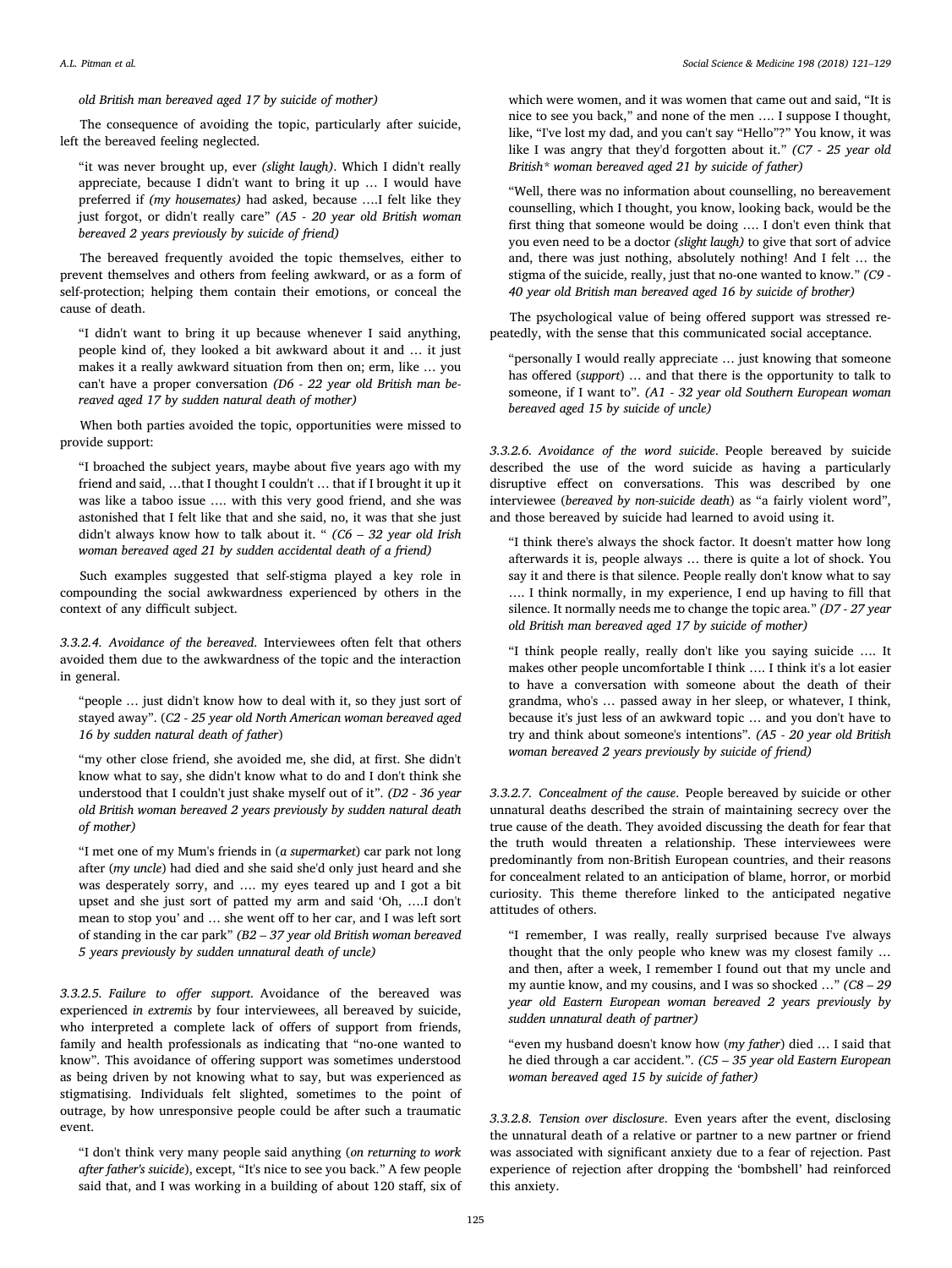*old British man bereaved aged 17 by suicide of mother)*

The consequence of avoiding the topic, particularly after suicide, left the bereaved feeling neglected.

> "it was never brought up, ever *(slight laugh)*. Which I didn't really appreciate, because I didn't want to bring it up … I would have preferred if *(my housemates)* had asked, because ….I felt like they just forgot, or didn't really care" *(A5 - 20 year old British woman bereaved 2 years previously by suicide of friend)*

The bereaved frequently avoided the topic themselves, either to prevent themselves and others from feeling awkward, or as a form of self-protection; helping them contain their emotions, or conceal the cause of death.

> "I didn't want to bring it up because whenever I said anything, people kind of, they looked a bit awkward about it and … it just makes it a really awkward situation from then on; erm, like … you can't have a proper conversation *(D6 - 22 year old British man bereaved aged 17 by sudden natural death of mother)*

When both parties avoided the topic, opportunities were missed to provide support:

> "I broached the subject years, maybe about five years ago with my friend and said, …that I thought I couldn't … that if I brought it up it was like a taboo issue …. with this very good friend, and she was astonished that I felt like that and she said, no, it was that she just didn't always know how to talk about it. " *(C6 – 32 year old Irish woman bereaved aged 21 by sudden accidental death of a friend)*

Such examples suggested that self-stigma played a key role in compounding the social awkwardness experienced by others in the context of any difficult subject.

*3.3.2.4. Avoidance of the bereaved*. Interviewees often felt that others avoided them due to the awkwardness of the topic and the interaction in general.

> "people … just didn't know how to deal with it, so they just sort of stayed away". (*C2 - 25 year old North American woman bereaved aged 16 by sudden natural death of father*)

> "my other close friend, she avoided me, she did, at first. She didn't know what to say, she didn't know what to do and I don't think she understood that I couldn't just shake myself out of it". *(D2 - 36 year old British woman bereaved 2 years previously by sudden natural death of mother)*

> "I met one of my Mum's friends in (*a supermarket*) car park not long after (*my uncle*) had died and she said she'd only just heard and she was desperately sorry, and …. my eyes teared up and I got a bit upset and she just sort of patted my arm and said 'Oh, ….I don't mean to stop you' and … she went off to her car, and I was left sort of standing in the car park" *(B2 – 37 year old British woman bereaved 5 years previously by sudden unnatural death of uncle)*

*3.3.2.5. Failure to offer support*. Avoidance of the bereaved was experienced *in extremis* by four interviewees, all bereaved by suicide, who interpreted a complete lack of offers of support from friends, family and health professionals as indicating that "no-one wanted to know". This avoidance of offering support was sometimes understood as being driven by not knowing what to say, but was experienced as stigmatising. Individuals felt slighted, sometimes to the point of outrage, by how unresponsive people could be after such a traumatic event.

> "I don't think very many people said anything (*on returning to work after father's suicide*), except, "It's nice to see you back." A few people said that, and I was working in a building of about 120 staff, six of which were women, and it was women that came out and said, "It is nice to see you back," and none of the men …. I suppose I thought, like, "I've lost my dad, and you can't say "Hello"?" You know, it was like I was angry that they'd forgotten about it." *(C7 - 25 year old British\* woman bereaved aged 21 by suicide of father)*

> "Well, there was no information about counselling, no bereavement counselling, which I thought, you know, looking back, would be the first thing that someone would be doing …. I don't even think that you even need to be a doctor *(slight laugh)* to give that sort of advice and, there was just nothing, absolutely nothing! And I felt … the stigma of the suicide, really, just that no-one wanted to know." *(C9 - 40 year old British man bereaved aged 16 by suicide of brother)*

The psychological value of being offered support was stressed repeatedly, with the sense that this communicated social acceptance.

> "personally I would really appreciate … just knowing that someone has offered (*support*) … and that there is the opportunity to talk to someone, if I want to". *(A1 - 32 year old Southern European woman bereaved aged 15 by suicide of uncle)*

*3.3.2.6. Avoidance of the word suicide*. People bereaved by suicide described the use of the word suicide as having a particularly disruptive effect on conversations. This was described by one interviewee (*bereaved by non-suicide death*) as "a fairly violent word", and those bereaved by suicide had learned to avoid using it.

> "I think there's always the shock factor. It doesn't matter how long afterwards it is, people always … there is quite a lot of shock. You say it and there is that silence. People really don't know what to say …. I think normally, in my experience, I end up having to fill that silence. It normally needs me to change the topic area." *(D7 - 27 year old British man bereaved aged 17 by suicide of mother)*

> "I think people really, really don't like you saying suicide …. It makes other people uncomfortable I think …. I think it's a lot easier to have a conversation with someone about the death of their grandma, who's … passed away in her sleep, or whatever, I think, because it's just less of an awkward topic … and you don't have to try and think about someone's intentions". *(A5 - 20 year old British woman bereaved 2 years previously by suicide of friend)*

*3.3.2.7. Concealment of the cause*. People bereaved by suicide or other unnatural deaths described the strain of maintaining secrecy over the true cause of the death. They avoided discussing the death for fear that the truth would threaten a relationship. These interviewees were predominantly from non-British European countries, and their reasons for concealment related to an anticipation of blame, horror, or morbid curiosity. This theme therefore linked to the anticipated negative attitudes of others.

> "I remember, I was really, really surprised because I've always thought that the only people who knew was my closest family … and then, after a week, I remember I found out that my uncle and my auntie know, and my cousins, and I was so shocked …" *(C8 – 29 year old Eastern European woman bereaved 2 years previously by sudden unnatural death of partner)*

> "even my husband doesn't know how (*my father*) died … I said that he died through a car accident.". *(C5 – 35 year old Eastern European woman bereaved aged 15 by suicide of father)*

*3.3.2.8. Tension over disclosure*. Even years after the event, disclosing the unnatural death of a relative or partner to a new partner or friend was associated with significant anxiety due to a fear of rejection. Past experience of rejection after dropping the 'bombshell' had reinforced this anxiety.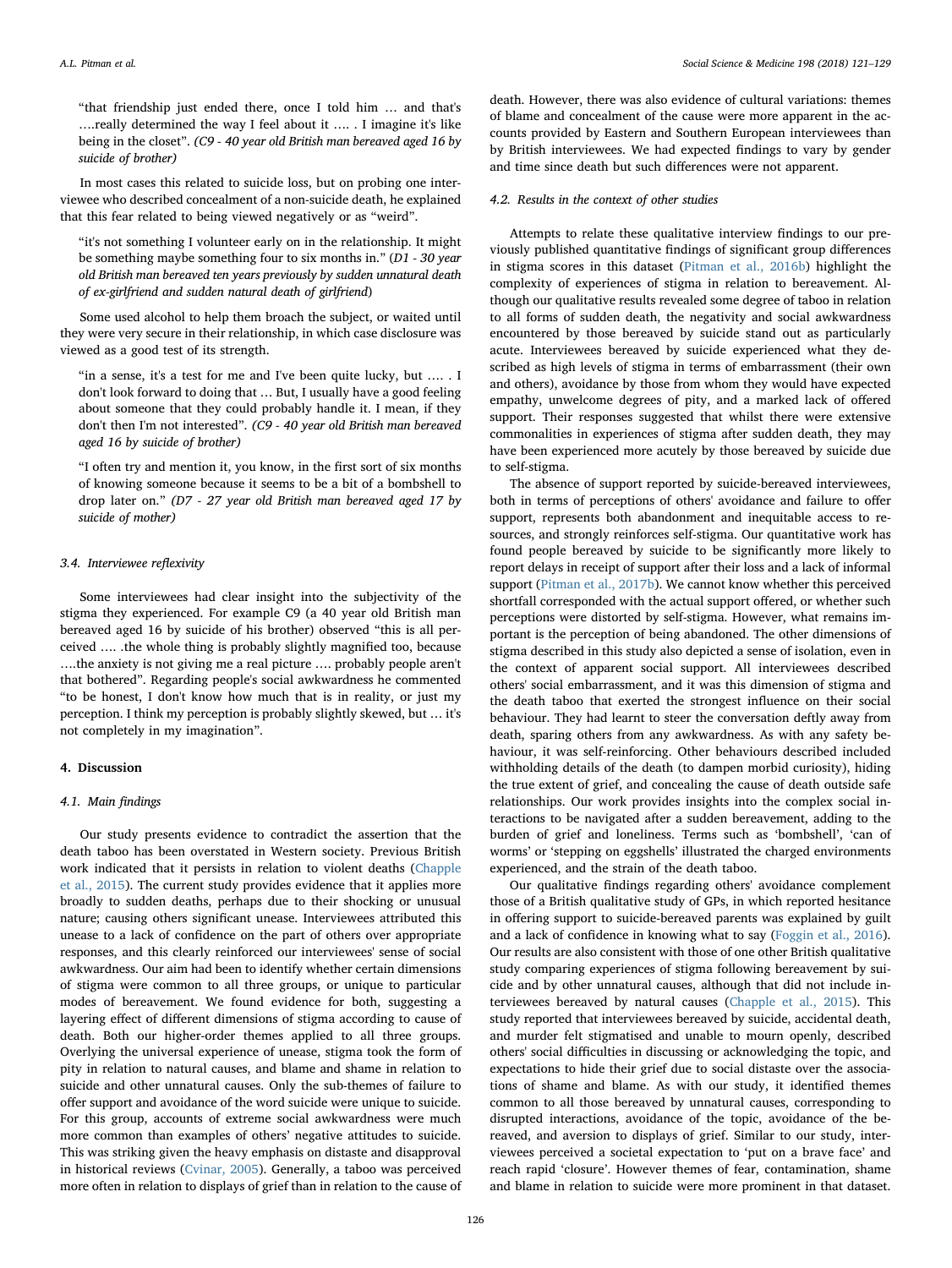"that friendship just ended there, once I told him … and that's ….really determined the way I feel about it …. . I imagine it's like being in the closet". *(C9 - 40 year old British man bereaved aged 16 by suicide of brother)*

In most cases this related to suicide loss, but on probing one interviewee who described concealment of a non-suicide death, he explained that this fear related to being viewed negatively or as "weird".

"it's not something I volunteer early on in the relationship. It might be something maybe something four to six months in." (*D1 - 30 year old British man bereaved ten years previously by sudden unnatural death of ex-girlfriend and sudden natural death of girlfriend*)

Some used alcohol to help them broach the subject, or waited until they were very secure in their relationship, in which case disclosure was viewed as a good test of its strength.

"in a sense, it's a test for me and I've been quite lucky, but …. . I don't look forward to doing that … But, I usually have a good feeling about someone that they could probably handle it. I mean, if they don't then I'm not interested". *(C9 - 40 year old British man bereaved aged 16 by suicide of brother)*

"I often try and mention it, you know, in the first sort of six months of knowing someone because it seems to be a bit of a bombshell to drop later on." *(D7 - 27 year old British man bereaved aged 17 by suicide of mother)*

### 3.4. Interviewee reflexivity

Some interviewees had clear insight into the subjectivity of the stigma they experienced. For example C9 (a 40 year old British man bereaved aged 16 by suicide of his brother) observed "this is all perceived …. .the whole thing is probably slightly magnified too, because ….the anxiety is not giving me a real picture …. probably people aren't that bothered". Regarding people's social awkwardness he commented "to be honest, I don't know how much that is in reality, or just my perception. I think my perception is probably slightly skewed, but … it's not completely in my imagination".

## 4. Discussion

### 4.1. Main findings

Our study presents evidence to contradict the assertion that the death taboo has been overstated in Western society. Previous British work indicated that it persists in relation to violent deaths (Chapple et al., 2015). The current study provides evidence that it applies more broadly to sudden deaths, perhaps due to their shocking or unusual nature; causing others significant unease. Interviewees attributed this unease to a lack of confidence on the part of others over appropriate responses, and this clearly reinforced our interviewees' sense of social awkwardness. Our aim had been to identify whether certain dimensions of stigma were common to all three groups, or unique to particular modes of bereavement. We found evidence for both, suggesting a layering effect of different dimensions of stigma according to cause of death. Both our higher-order themes applied to all three groups. Overlying the universal experience of unease, stigma took the form of pity in relation to natural causes, and blame and shame in relation to suicide and other unnatural causes. Only the sub-themes of failure to offer support and avoidance of the word suicide were unique to suicide. For this group, accounts of extreme social awkwardness were much more common than examples of others' negative attitudes to suicide. This was striking given the heavy emphasis on distaste and disapproval in historical reviews (Cvinar, 2005). Generally, a taboo was perceived more often in relation to displays of grief than in relation to the cause of death. However, there was also evidence of cultural variations: themes of blame and concealment of the cause were more apparent in the accounts provided by Eastern and Southern European interviewees than by British interviewees. We had expected findings to vary by gender and time since death but such differences were not apparent.

### 4.2. Results in the context of other studies

Attempts to relate these qualitative interview findings to our previously published quantitative findings of significant group differences in stigma scores in this dataset (Pitman et al., 2016b) highlight the complexity of experiences of stigma in relation to bereavement. Although our qualitative results revealed some degree of taboo in relation to all forms of sudden death, the negativity and social awkwardness encountered by those bereaved by suicide stand out as particularly acute. Interviewees bereaved by suicide experienced what they described as high levels of stigma in terms of embarrassment (their own and others), avoidance by those from whom they would have expected empathy, unwelcome degrees of pity, and a marked lack of offered support. Their responses suggested that whilst there were extensive commonalities in experiences of stigma after sudden death, they may have been experienced more acutely by those bereaved by suicide due to self-stigma.

The absence of support reported by suicide-bereaved interviewees, both in terms of perceptions of others' avoidance and failure to offer support, represents both abandonment and inequitable access to resources, and strongly reinforces self-stigma. Our quantitative work has found people bereaved by suicide to be significantly more likely to report delays in receipt of support after their loss and a lack of informal support (Pitman et al., 2017b). We cannot know whether this perceived shortfall corresponded with the actual support offered, or whether such perceptions were distorted by self-stigma. However, what remains important is the perception of being abandoned. The other dimensions of stigma described in this study also depicted a sense of isolation, even in the context of apparent social support. All interviewees described others' social embarrassment, and it was this dimension of stigma and the death taboo that exerted the strongest influence on their social behaviour. They had learnt to steer the conversation deftly away from death, sparing others from any awkwardness. As with any safety behaviour, it was self-reinforcing. Other behaviours described included withholding details of the death (to dampen morbid curiosity), hiding the true extent of grief, and concealing the cause of death outside safe relationships. Our work provides insights into the complex social interactions to be navigated after a sudden bereavement, adding to the burden of grief and loneliness. Terms such as 'bombshell', 'can of worms' or 'stepping on eggshells' illustrated the charged environments experienced, and the strain of the death taboo.

Our qualitative findings regarding others' avoidance complement those of a British qualitative study of GPs, in which reported hesitance in offering support to suicide-bereaved parents was explained by guilt and a lack of confidence in knowing what to say (Foggin et al., 2016). Our results are also consistent with those of one other British qualitative study comparing experiences of stigma following bereavement by suicide and by other unnatural causes, although that did not include interviewees bereaved by natural causes (Chapple et al., 2015). This study reported that interviewees bereaved by suicide, accidental death, and murder felt stigmatised and unable to mourn openly, described others' social difficulties in discussing or acknowledging the topic, and expectations to hide their grief due to social distaste over the associations of shame and blame. As with our study, it identified themes common to all those bereaved by unnatural causes, corresponding to disrupted interactions, avoidance of the topic, avoidance of the bereaved, and aversion to displays of grief. Similar to our study, interviewees perceived a societal expectation to 'put on a brave face' and reach rapid 'closure'. However themes of fear, contamination, shame and blame in relation to suicide were more prominent in that dataset.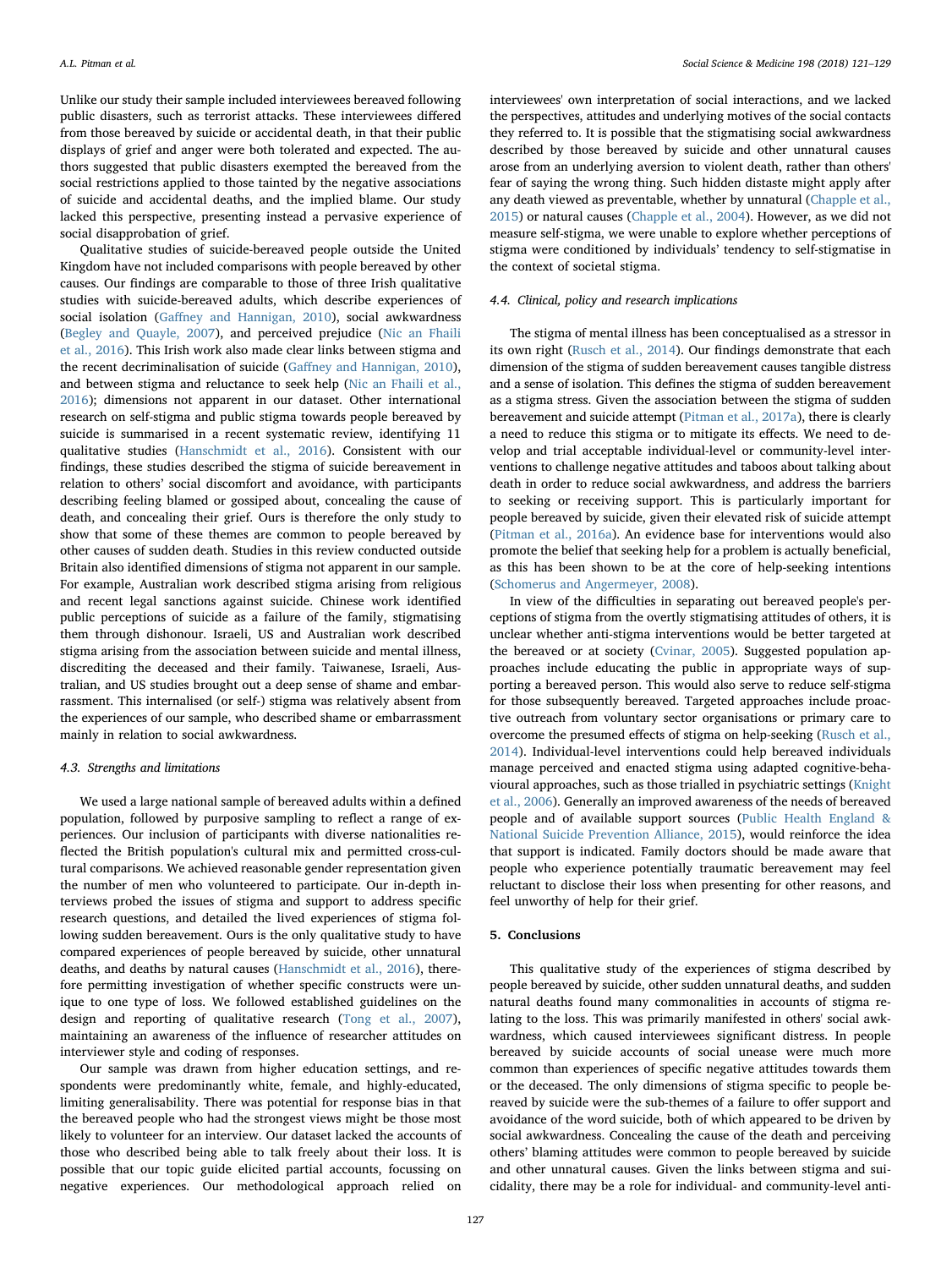Unlike our study their sample included interviewees bereaved following public disasters, such as terrorist attacks. These interviewees differed from those bereaved by suicide or accidental death, in that their public displays of grief and anger were both tolerated and expected. The authors suggested that public disasters exempted the bereaved from the social restrictions applied to those tainted by the negative associations of suicide and accidental deaths, and the implied blame. Our study lacked this perspective, presenting instead a pervasive experience of social disapprobation of grief.

Qualitative studies of suicide-bereaved people outside the United Kingdom have not included comparisons with people bereaved by other causes. Our findings are comparable to those of three Irish qualitative studies with suicide-bereaved adults, which describe experiences of social isolation (Gaffney and Hannigan, 2010), social awkwardness (Begley and Quayle, 2007), and perceived prejudice (Nic an Fhaili et al., 2016). This Irish work also made clear links between stigma and the recent decriminalisation of suicide (Gaffney and Hannigan, 2010), and between stigma and reluctance to seek help (Nic an Fhaili et al., 2016); dimensions not apparent in our dataset. Other international research on self-stigma and public stigma towards people bereaved by suicide is summarised in a recent systematic review, identifying 11 qualitative studies (Hanschmidt et al., 2016). Consistent with our findings, these studies described the stigma of suicide bereavement in relation to others' social discomfort and avoidance, with participants describing feeling blamed or gossiped about, concealing the cause of death, and concealing their grief. Ours is therefore the only study to show that some of these themes are common to people bereaved by other causes of sudden death. Studies in this review conducted outside Britain also identified dimensions of stigma not apparent in our sample. For example, Australian work described stigma arising from religious and recent legal sanctions against suicide. Chinese work identified public perceptions of suicide as a failure of the family, stigmatising them through dishonour. Israeli, US and Australian work described stigma arising from the association between suicide and mental illness, discrediting the deceased and their family. Taiwanese, Israeli, Australian, and US studies brought out a deep sense of shame and embarrassment. This internalised (or self-) stigma was relatively absent from the experiences of our sample, who described shame or embarrassment mainly in relation to social awkwardness.

### 4.3. Strengths and limitations

We used a large national sample of bereaved adults within a defined population, followed by purposive sampling to reflect a range of experiences. Our inclusion of participants with diverse nationalities reflected the British population's cultural mix and permitted cross-cultural comparisons. We achieved reasonable gender representation given the number of men who volunteered to participate. Our in-depth interviews probed the issues of stigma and support to address specific research questions, and detailed the lived experiences of stigma following sudden bereavement. Ours is the only qualitative study to have compared experiences of people bereaved by suicide, other unnatural deaths, and deaths by natural causes (Hanschmidt et al., 2016), therefore permitting investigation of whether specific constructs were unique to one type of loss. We followed established guidelines on the design and reporting of qualitative research (Tong et al., 2007), maintaining an awareness of the influence of researcher attitudes on interviewer style and coding of responses.

Our sample was drawn from higher education settings, and respondents were predominantly white, female, and highly-educated, limiting generalisability. There was potential for response bias in that the bereaved people who had the strongest views might be those most likely to volunteer for an interview. Our dataset lacked the accounts of those who described being able to talk freely about their loss. It is possible that our topic guide elicited partial accounts, focussing on negative experiences. Our methodological approach relied on interviewees' own interpretation of social interactions, and we lacked the perspectives, attitudes and underlying motives of the social contacts they referred to. It is possible that the stigmatising social awkwardness described by those bereaved by suicide and other unnatural causes arose from an underlying aversion to violent death, rather than others' fear of saying the wrong thing. Such hidden distaste might apply after any death viewed as preventable, whether by unnatural (Chapple et al., 2015) or natural causes (Chapple et al., 2004). However, as we did not measure self-stigma, we were unable to explore whether perceptions of stigma were conditioned by individuals' tendency to self-stigmatise in the context of societal stigma.

### 4.4. Clinical, policy and research implications

The stigma of mental illness has been conceptualised as a stressor in its own right (Rusch et al., 2014). Our findings demonstrate that each dimension of the stigma of sudden bereavement causes tangible distress and a sense of isolation. This defines the stigma of sudden bereavement as a stigma stress. Given the association between the stigma of sudden bereavement and suicide attempt (Pitman et al., 2017a), there is clearly a need to reduce this stigma or to mitigate its effects. We need to develop and trial acceptable individual-level or community-level interventions to challenge negative attitudes and taboos about talking about death in order to reduce social awkwardness, and address the barriers to seeking or receiving support. This is particularly important for people bereaved by suicide, given their elevated risk of suicide attempt (Pitman et al., 2016a). An evidence base for interventions would also promote the belief that seeking help for a problem is actually beneficial, as this has been shown to be at the core of help-seeking intentions (Schomerus and Angermeyer, 2008).

In view of the difficulties in separating out bereaved people's perceptions of stigma from the overtly stigmatising attitudes of others, it is unclear whether anti-stigma interventions would be better targeted at the bereaved or at society (Cvinar, 2005). Suggested population approaches include educating the public in appropriate ways of supporting a bereaved person. This would also serve to reduce self-stigma for those subsequently bereaved. Targeted approaches include proactive outreach from voluntary sector organisations or primary care to overcome the presumed effects of stigma on help-seeking (Rusch et al., 2014). Individual-level interventions could help bereaved individuals manage perceived and enacted stigma using adapted cognitive-behavioural approaches, such as those trialled in psychiatric settings (Knight et al., 2006). Generally an improved awareness of the needs of bereaved people and of available support sources (Public Health England & National Suicide Prevention Alliance, 2015), would reinforce the idea that support is indicated. Family doctors should be made aware that people who experience potentially traumatic bereavement may feel reluctant to disclose their loss when presenting for other reasons, and feel unworthy of help for their grief.

## 5. Conclusions

This qualitative study of the experiences of stigma described by people bereaved by suicide, other sudden unnatural deaths, and sudden natural deaths found many commonalities in accounts of stigma relating to the loss. This was primarily manifested in others' social awkwardness, which caused interviewees significant distress. In people bereaved by suicide accounts of social unease were much more common than experiences of specific negative attitudes towards them or the deceased. The only dimensions of stigma specific to people bereaved by suicide were the sub-themes of a failure to offer support and avoidance of the word suicide, both of which appeared to be driven by social awkwardness. Concealing the cause of the death and perceiving others' blaming attitudes were common to people bereaved by suicide and other unnatural causes. Given the links between stigma and suicidality, there may be a role for individual- and community-level anti-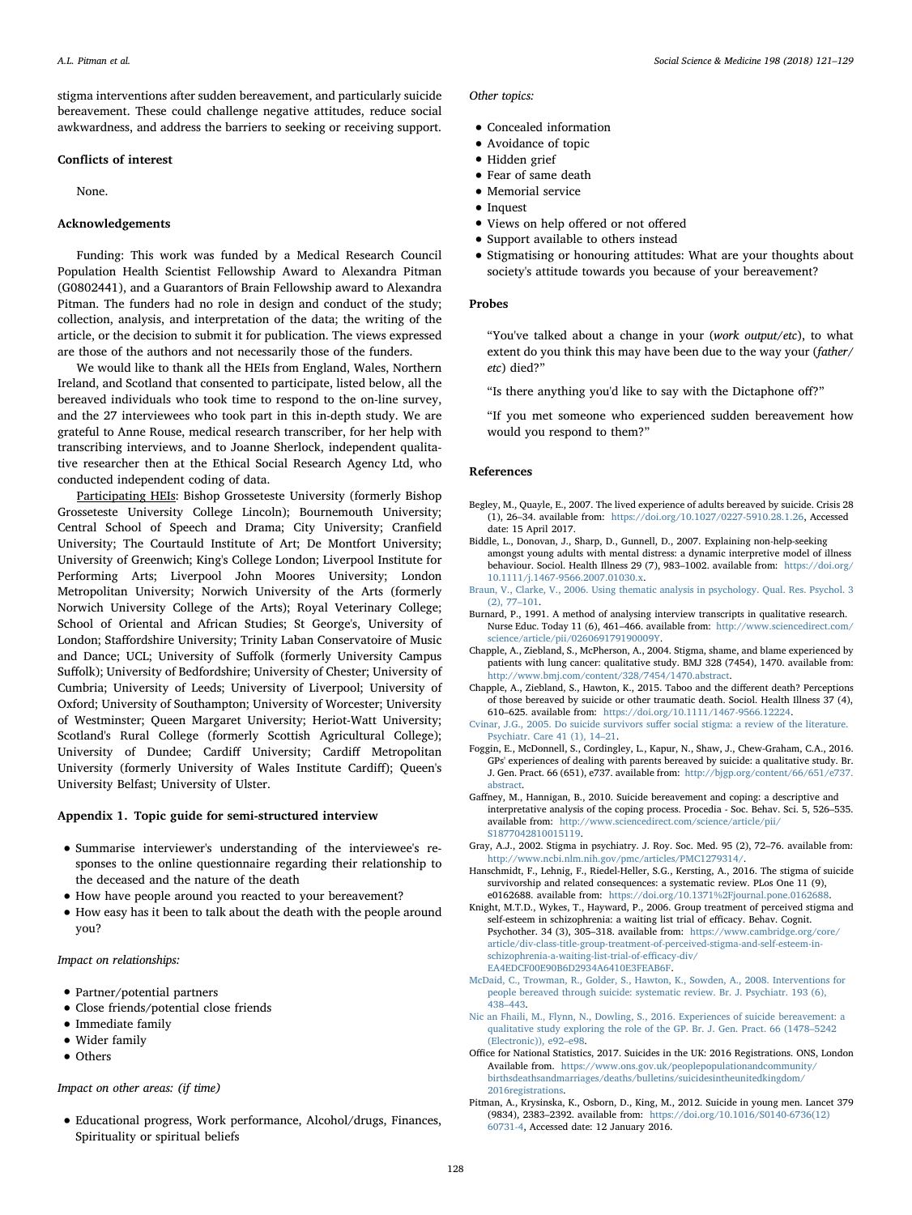stigma interventions after sudden bereavement, and particularly suicide bereavement. These could challenge negative attitudes, reduce social awkwardness, and address the barriers to seeking or receiving support.

## Conflicts of interest

None.

## Acknowledgements

Funding: This work was funded by a Medical Research Council Population Health Scientist Fellowship Award to Alexandra Pitman (G0802441), and a Guarantors of Brain Fellowship award to Alexandra Pitman. The funders had no role in design and conduct of the study; collection, analysis, and interpretation of the data; the writing of the article, or the decision to submit it for publication. The views expressed are those of the authors and not necessarily those of the funders.

We would like to thank all the HEIs from England, Wales, Northern Ireland, and Scotland that consented to participate, listed below, all the bereaved individuals who took time to respond to the on-line survey, and the 27 interviewees who took part in this in-depth study. We are grateful to Anne Rouse, medical research transcriber, for her help with transcribing interviews, and to Joanne Sherlock, independent qualitative researcher then at the Ethical Social Research Agency Ltd, who conducted independent coding of data.

Participating HEIs: Bishop Grosseteste University (formerly Bishop Grosseteste University College Lincoln); Bournemouth University; Central School of Speech and Drama; City University; Cranfield University; The Courtauld Institute of Art; De Montfort University; University of Greenwich; King's College London; Liverpool Institute for Performing Arts; Liverpool John Moores University; London Metropolitan University; Norwich University of the Arts (formerly Norwich University College of the Arts); Royal Veterinary College; School of Oriental and African Studies; St George's, University of London; Staffordshire University; Trinity Laban Conservatoire of Music and Dance; UCL; University of Suffolk (formerly University Campus Suffolk); University of Bedfordshire; University of Chester; University of Cumbria; University of Leeds; University of Liverpool; University of Oxford; University of Southampton; University of Worcester; University of Westminster; Queen Margaret University; Heriot-Watt University; Scotland's Rural College (formerly Scottish Agricultural College); University of Dundee; Cardiff University; Cardiff Metropolitan University (formerly University of Wales Institute Cardiff); Queen's University Belfast; University of Ulster.

## Appendix 1. Topic guide for semi-structured interview

- Summarise interviewer's understanding of the interviewee's responses to the online questionnaire regarding their relationship to the deceased and the nature of the death
- How have people around you reacted to your bereavement?
- How easy has it been to talk about the death with the people around you?

*Impact on relationships:*

- Partner/potential partners
- Close friends/potential close friends
- Immediate family
- Wider family
- Others

*Impact on other areas: (if time)*

- Educational progress, Work performance, Alcohol/drugs, Finances, Spirituality or spiritual beliefs

*Other topics:*

- Concealed information
- Avoidance of topic
- Hidden grief
- Fear of same death
- Memorial service
- Inquest
- Views on help offered or not offered
- Support available to others instead
- Stigmatising or honouring attitudes: What are your thoughts about society's attitude towards you because of your bereavement?

## Probes

"You've talked about a change in your (*work output/etc*), to what extent do you think this may have been due to the way your (*father/etc*) died?"

"Is there anything you'd like to say with the Dictaphone off?"

"If you met someone who experienced sudden bereavement how would you respond to them?"

## References

Begley, M., Quayle, E., 2007. The lived experience of adults bereaved by suicide. Crisis 28 (1), 26–34. available from: https://doi.org/10.1027/0227-5910.28.1.26, Accessed date: 15 April 2017.

Biddle, L., Donovan, J., Sharp, D., Gunnell, D., 2007. Explaining non-help-seeking amongst young adults with mental distress: a dynamic interpretive model of illness behaviour. Sociol. Health Illness 29 (7), 983–1002. available from: https://doi.org/10.1111/j.1467-9566.2007.01030.x.

Braun, V., Clarke, V., 2006. Using thematic analysis in psychology. Qual. Res. Psychol. 3 (2), 77–101.

Burnard, P., 1991. A method of analysing interview transcripts in qualitative research. Nurse Educ. Today 11 (6), 461–466. available from: http://www.sciencedirect.com/science/article/pii/026069179190009Y.

Chapple, A., Ziebland, S., McPherson, A., 2004. Stigma, shame, and blame experienced by patients with lung cancer: qualitative study. BMJ 328 (7454), 1470. available from: http://www.bmj.com/content/328/7454/1470.abstract.

Chapple, A., Ziebland, S., Hawton, K., 2015. Taboo and the different death? Perceptions of those bereaved by suicide or other traumatic death. Sociol. Health Illness 37 (4), 610–625. available from: https://doi.org/10.1111/1467-9566.12224.

Cvinar, J.G., 2005. Do suicide survivors suffer social stigma: a review of the literature. Psychiatr. Care 41 (1), 14–21.

Foggin, E., McDonnell, S., Cordingley, L., Kapur, N., Shaw, J., Chew-Graham, C.A., 2016. GPs' experiences of dealing with parents bereaved by suicide: a qualitative study. Br. J. Gen. Pract. 66 (651), e737. available from: http://bjgp.org/content/66/651/e737.abstract.

Gaffney, M., Hannigan, B., 2010. Suicide bereavement and coping: a descriptive and interpretative analysis of the coping process. Procedia - Soc. Behav. Sci. 5, 526–535. available from: http://www.sciencedirect.com/science/article/pii/S1877042810015119.

Gray, A.J., 2002. Stigma in psychiatry. J. Roy. Soc. Med. 95 (2), 72–76. available from: http://www.ncbi.nlm.nih.gov/pmc/articles/PMC1279314/.

Hanschmidt, F., Lehnig, F., Riedel-Heller, S.G., Kersting, A., 2016. The stigma of suicide survivorship and related consequences: a systematic review. PLos One 11 (9), e0162688. available from: https://doi.org/10.1371%2Fjournal.pone.0162688.

Knight, M.T.D., Wykes, T., Hayward, P., 2006. Group treatment of perceived stigma and self-esteem in schizophrenia: a waiting list trial of efficacy. Behav. Cognit. Psychother. 34 (3), 305–318. available from: https://www.cambridge.org/core/article/div-class-title-group-treatment-of-perceived-stigma-and-self-esteem-in-schizophrenia-a-waiting-list-trial-of-efficacy-div/EA4EDCF00E90B6D2934A6410E3FEAB6F.

McDaid, C., Trowman, R., Golder, S., Hawton, K., Sowden, A., 2008. Interventions for people bereaved through suicide: systematic review. Br. J. Psychiatr. 193 (6), 438–443.

Nic an Fhaili, M., Flynn, N., Dowling, S., 2016. Experiences of suicide bereavement: a qualitative study exploring the role of the GP. Br. J. Gen. Pract. 66 (1478–5242 (Electronic)), e92–e98.

Office for National Statistics, 2017. Suicides in the UK: 2016 Registrations. ONS, London Available from. https://www.ons.gov.uk/peoplepopulationandcommunity/birthsdeathsandmarriages/deaths/bulletins/suicidesintheunitedkingdom/2016registrations.

Pitman, A., Krysinska, K., Osborn, D., King, M., 2012. Suicide in young men. Lancet 379 (9834), 2383–2392. available from: https://doi.org/10.1016/S0140-6736(12)60731-4, Accessed date: 12 January 2016.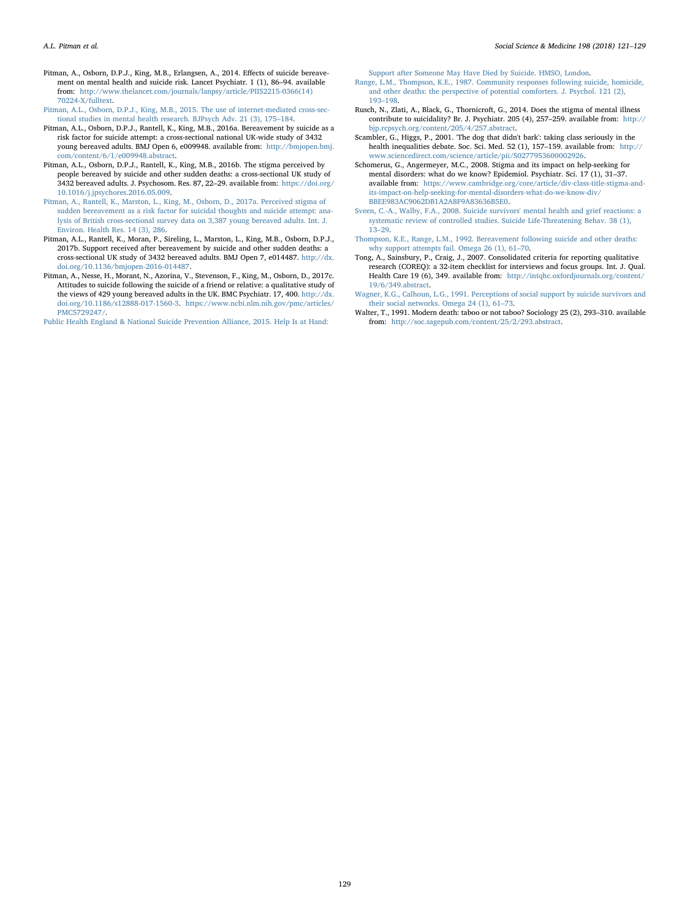Pitman, A., Osborn, D.P.J., King, M.B., Erlangsen, A., 2014. Effects of suicide bereavement on mental health and suicide risk. Lancet Psychiatr. 1 (1), 86–94. available from: http://www.thelancet.com/journals/lanpsy/article/PIIS2215-0366(14)70224-X/fulltext.

Pitman, A.L., Osborn, D.P.J., King, M.B., 2015. The use of internet-mediated cross-sectional studies in mental health research. BJPsych Adv. 21 (3), 175–184.

Pitman, A.L., Osborn, D.P.J., Rantell, K., King, M.B., 2016a. Bereavement by suicide as a risk factor for suicide attempt: a cross-sectional national UK-wide study of 3432 young bereaved adults. BMJ Open 6, e009948. available from: http://bmjopen.bmj.com/content/6/1/e009948.abstract.

Pitman, A.L., Osborn, D.P.J., Rantell, K., King, M.B., 2016b. The stigma perceived by people bereaved by suicide and other sudden deaths: a cross-sectional UK study of 3432 bereaved adults. J. Psychosom. Res. 87, 22–29. available from: https://doi.org/10.1016/j.jpsychores.2016.05.009.

Pitman, A., Rantell, K., Marston, L., King, M., Osborn, D., 2017a. Perceived stigma of sudden bereavement as a risk factor for suicidal thoughts and suicide attempt: analysis of British cross-sectional survey data on 3,387 young bereaved adults. Int. J. Environ. Health Res. 14 (3), 286.

Pitman, A.L., Rantell, K., Moran, P., Sireling, L., Marston, L., King, M.B., Osborn, D.P.J., 2017b. Support received after bereavement by suicide and other sudden deaths: a cross-sectional UK study of 3432 bereaved adults. BMJ Open 7, e014487. http://dx.doi.org/10.1136/bmjopen-2016-014487.

Pitman, A., Nesse, H., Morant, N., Azorina, V., Stevenson, F., King, M., Osborn, D., 2017c. Attitudes to suicide following the suicide of a friend or relative: a qualitative study of the views of 429 young bereaved adults in the UK. BMC Psychiatr. 17, 400. http://dx.doi.org/10.1186/s12888-017-1560-3. https://www.ncbi.nlm.nih.gov/pmc/articles/PMC5729247/.

Public Health England & National Suicide Prevention Alliance, 2015. Help Is at Hand: Support after Someone May Have Died by Suicide. HMSO, London.

Range, L.M., Thompson, K.E., 1987. Community responses following suicide, homicide, and other deaths: the perspective of potential comforters. J. Psychol. 121 (2), 193–198.

Rusch, N., Zlati, A., Black, G., Thornicroft, G., 2014. Does the stigma of mental illness contribute to suicidality? Br. J. Psychiatr. 205 (4), 257–259. available from: http://bjp.rcpsych.org/content/205/4/257.abstract.

Scambler, G., Higgs, P., 2001. 'The dog that didn't bark': taking class seriously in the health inequalities debate. Soc. Sci. Med. 52 (1), 157–159. available from: http://www.sciencedirect.com/science/article/pii/S0277953600002926.

Schomerus, G., Angermeyer, M.C., 2008. Stigma and its impact on help-seeking for mental disorders: what do we know? Epidemiol. Psychiatr. Sci. 17 (1), 31–37. available from: https://www.cambridge.org/core/article/div-class-title-stigma-and-its-impact-on-help-seeking-for-mental-disorders-what-do-we-know-div/BBEE983AC9062DB1A2A8F9A83636B5E0.

Sveen, C.-A., Walby, F.A., 2008. Suicide survivors' mental health and grief reactions: a systematic review of controlled studies. Suicide Life-Threatening Behav. 38 (1), 13–29.

Thompson, K.E., Range, L.M., 1992. Bereavement following suicide and other deaths: why support attempts fail. Omega 26 (1), 61–70.

Tong, A., Sainsbury, P., Craig, J., 2007. Consolidated criteria for reporting qualitative research (COREQ): a 32-item checklist for interviews and focus groups. Int. J. Qual. Health Care 19 (6), 349. available from: http://intqhc.oxfordjournals.org/content/19/6/349.abstract.

Wagner, K.G., Calhoun, L.G., 1991. Perceptions of social support by suicide survivors and their social networks. Omega 24 (1), 61–73.

Walter, T., 1991. Modern death: taboo or not taboo? Sociology 25 (2), 293–310. available from: http://soc.sagepub.com/content/25/2/293.abstract.